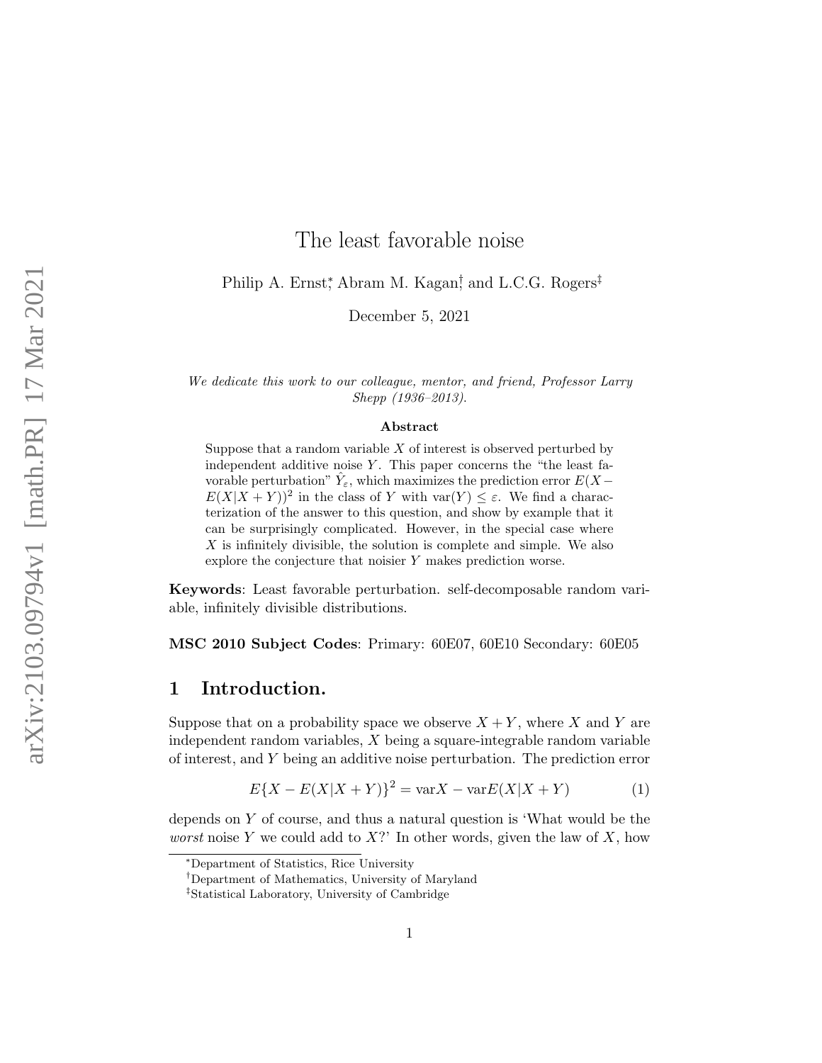# The least favorable noise

Philip A. Ernst[*], Abram M. Kagan[†], and L.C.G. Rogers[‡]

December 5, 2021

*We dedicate this work to our colleague, mentor, and friend, Professor Larry Shepp (1936–2013).*

### Abstract

Suppose that a random variable $X$ of interest is observed perturbed by independent additive noise $Y$. This paper concerns the "the least favorable perturbation" $\hat{Y}_\varepsilon$, which maximizes the prediction error $E(X - E(X|X+Y))^2$ in the class of $Y$ with $\mathrm{var}(Y) \leq \varepsilon$. We find a characterization of the answer to this question, and show by example that it can be surprisingly complicated. However, in the special case where $X$ is infinitely divisible, the solution is complete and simple. We also explore the conjecture that noisier $Y$ makes prediction worse.

**Keywords**: Least favorable perturbation. self-decomposable random variable, infinitely divisible distributions.

**MSC 2010 Subject Codes**: Primary: 60E07, 60E10 Secondary: 60E05

## 1 Introduction.

Suppose that on a probability space we observe $X + Y$, where $X$ and $Y$ are independent random variables, $X$ being a square-integrable random variable of interest, and $Y$ being an additive noise perturbation. The prediction error

$$E\{X - E(X|X+Y)\}^2 = \mathrm{var}X - \mathrm{var}E(X|X+Y) \tag{1}$$

depends on $Y$ of course, and thus a natural question is 'What would be the *worst* noise $Y$ we could add to $X$?' In other words, given the law of $X$, how

[*] Department of Statistics, Rice University

[†] Department of Mathematics, University of Maryland

[‡] Statistical Laboratory, University of Cambridge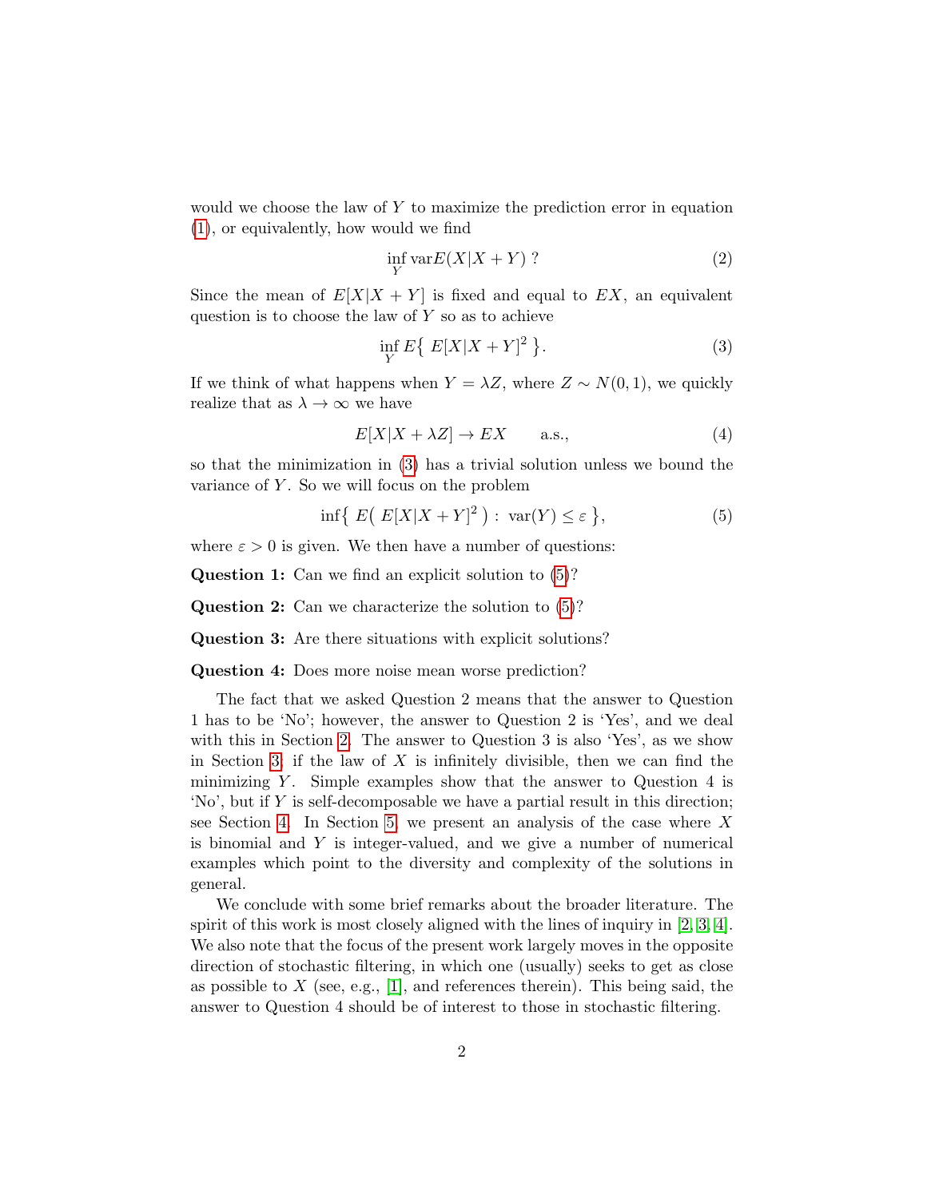would we choose the law of $Y$ to maximize the prediction error in equation (1), or equivalently, how would we find

$$\inf_{Y} \operatorname{var} E(X|X+Y) \,? \tag{2}$$

Since the mean of $E[X|X+Y]$ is fixed and equal to $EX$, an equivalent question is to choose the law of $Y$ so as to achieve

$$\inf_{Y} E\big\{\, E[X|X+Y]^2 \,\big\}. \tag{3}$$

If we think of what happens when $Y = \lambda Z$, where $Z \sim N(0,1)$, we quickly realize that as $\lambda \to \infty$ we have

$$E[X|X+\lambda Z] \to EX \qquad \text{a.s.}, \tag{4}$$

so that the minimization in (3) has a trivial solution unless we bound the variance of $Y$. So we will focus on the problem

$$\inf\big\{\, E\big(\, E[X|X+Y]^2 \,\big) : \, \operatorname{var}(Y) \le \varepsilon \,\big\}, \tag{5}$$

where $\varepsilon > 0$ is given. We then have a number of questions:

**Question 1:** Can we find an explicit solution to (5)?

**Question 2:** Can we characterize the solution to (5)?

**Question 3:** Are there situations with explicit solutions?

**Question 4:** Does more noise mean worse prediction?

The fact that we asked Question 2 means that the answer to Question 1 has to be 'No'; however, the answer to Question 2 is 'Yes', and we deal with this in Section 2. The answer to Question 3 is also 'Yes', as we show in Section 3; if the law of $X$ is infinitely divisible, then we can find the minimizing $Y$. Simple examples show that the answer to Question 4 is 'No', but if $Y$ is self-decomposable we have a partial result in this direction; see Section 4. In Section 5, we present an analysis of the case where $X$ is binomial and $Y$ is integer-valued, and we give a number of numerical examples which point to the diversity and complexity of the solutions in general.

We conclude with some brief remarks about the broader literature. The spirit of this work is most closely aligned with the lines of inquiry in [2, 3, 4]. We also note that the focus of the present work largely moves in the opposite direction of stochastic filtering, in which one (usually) seeks to get as close as possible to $X$ (see, e.g., [1], and references therein). This being said, the answer to Question 4 should be of interest to those in stochastic filtering.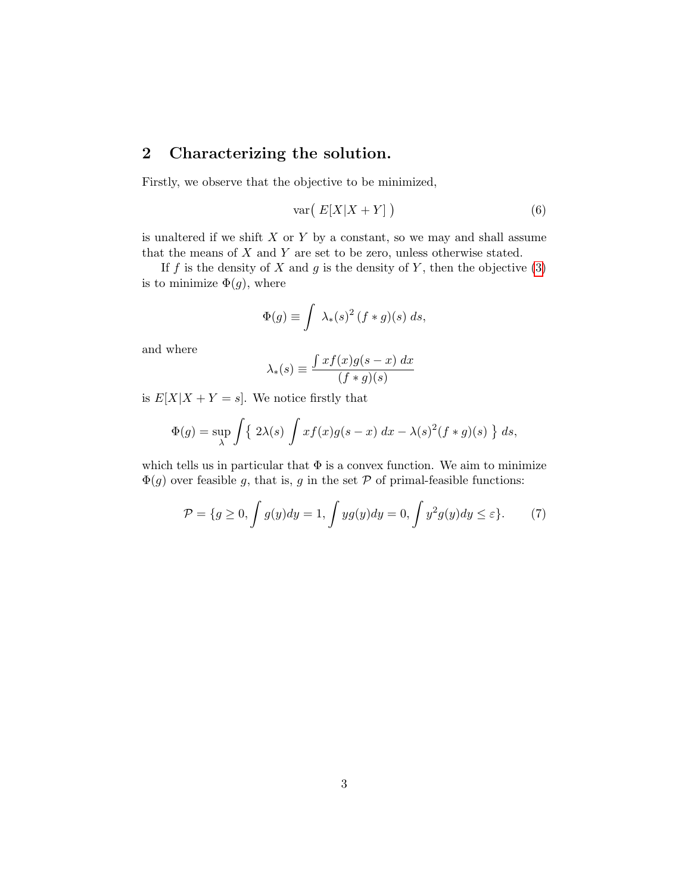## 2 Characterizing the solution.

Firstly, we observe that the objective to be minimized,

$$\mathrm{var}\big(\, E[X|X+Y]\,\big) \tag{6}$$

is unaltered if we shift $X$ or $Y$ by a constant, so we may and shall assume that the means of $X$ and $Y$ are set to be zero, unless otherwise stated.

If $f$ is the density of $X$ and $g$ is the density of $Y$, then the objective (3) is to minimize $\Phi(g)$, where

$$\Phi(g) \equiv \int \; \lambda_*(s)^2 \, (f*g)(s) \; ds,$$

and where

$$\lambda_*(s) \equiv \frac{\int x f(x) g(s-x) \; dx}{(f*g)(s)}$$

is $E[X|X+Y=s]$. We notice firstly that

$$\Phi(g) = \sup_\lambda \int \big\{ \; 2\lambda(s) \int x f(x) g(s-x) \; dx - \lambda(s)^2 (f*g)(s) \; \big\} \; ds,$$

which tells us in particular that $\Phi$ is a convex function. We aim to minimize $\Phi(g)$ over feasible $g$, that is, $g$ in the set $\mathcal{P}$ of primal-feasible functions:

$$\mathcal{P} = \{ g \geq 0, \int g(y)dy = 1, \int y g(y) dy = 0, \int y^2 g(y) dy \leq \varepsilon \}. \tag{7}$$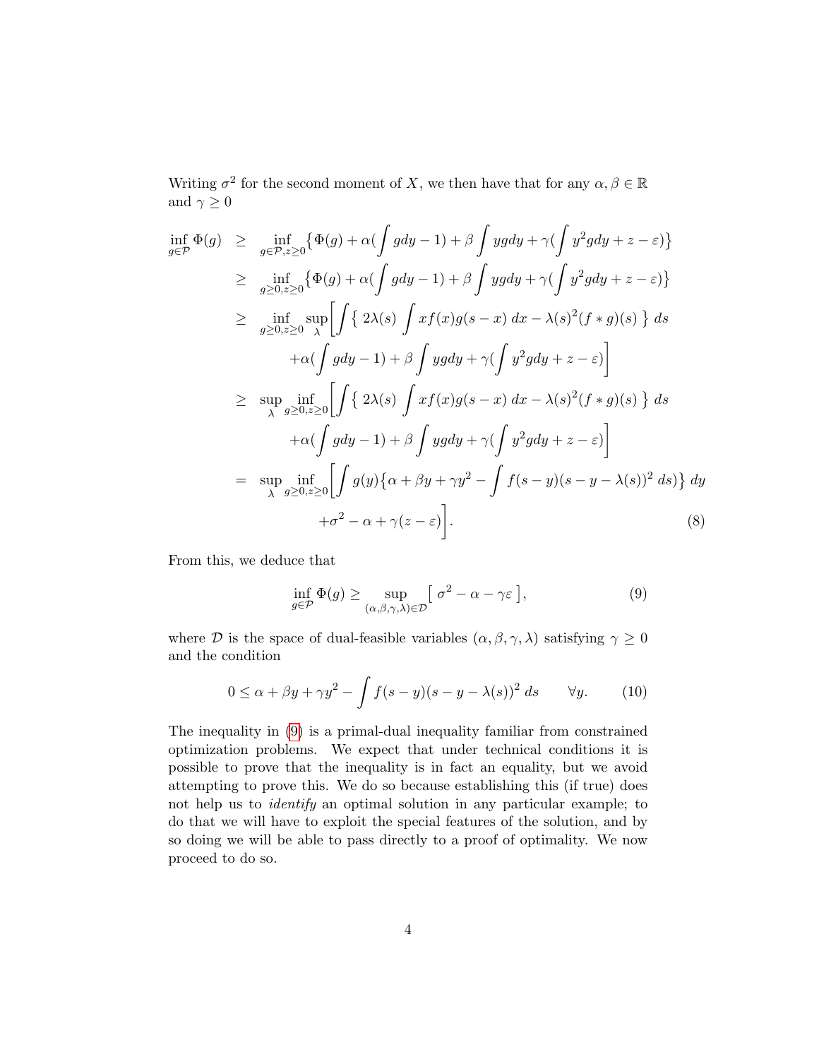Writing $\sigma^2$ for the second moment of $X$, we then have that for any $\alpha, \beta \in \mathbb{R}$ and $\gamma \geq 0$

$$
\begin{aligned}
\inf_{g\in\mathcal{P}} \Phi(g) \;&\geq\; \inf_{g\in\mathcal{P}, z\geq 0} \big\{ \Phi(g) + \alpha(\int g dy - 1) + \beta \int y g dy + \gamma(\int y^2 g dy + z - \varepsilon) \big\} \\
&\geq\; \inf_{g\geq 0, z\geq 0} \big\{ \Phi(g) + \alpha(\int g dy - 1) + \beta \int y g dy + \gamma(\int y^2 g dy + z - \varepsilon) \big\} \\
&\geq\; \inf_{g\geq 0, z\geq 0} \sup_{\lambda} \Big[ \int \big\{ \, 2\lambda(s) \int x f(x) g(s-x)\, dx - \lambda(s)^2 (f*g)(s) \, \big\} \, ds \\
&\qquad\qquad + \alpha(\int g dy - 1) + \beta \int y g dy + \gamma(\int y^2 g dy + z - \varepsilon) \Big] \\
&\geq\; \sup_{\lambda} \inf_{g\geq 0, z\geq 0} \Big[ \int \big\{ \, 2\lambda(s) \int x f(x) g(s-x)\, dx - \lambda(s)^2 (f*g)(s) \, \big\} \, ds \\
&\qquad\qquad + \alpha(\int g dy - 1) + \beta \int y g dy + \gamma(\int y^2 g dy + z - \varepsilon) \Big] \\
&=\; \sup_{\lambda} \inf_{g\geq 0, z\geq 0} \Big[ \int g(y) \big\{ \alpha + \beta y + \gamma y^2 - \int f(s-y)(s-y-\lambda(s))^2 \, ds \big\} \, dy \\
&\qquad\qquad + \sigma^2 - \alpha + \gamma(z - \varepsilon) \Big]. \qquad (8)
\end{aligned}
$$

From this, we deduce that

$$
\inf_{g\in\mathcal{P}} \Phi(g) \geq \sup_{(\alpha,\beta,\gamma,\lambda)\in\mathcal{D}} \big[ \, \sigma^2 - \alpha - \gamma\varepsilon \, \big], \qquad (9)
$$

where $\mathcal{D}$ is the space of dual-feasible variables $(\alpha, \beta, \gamma, \lambda)$ satisfying $\gamma \geq 0$ and the condition

$$
0 \leq \alpha + \beta y + \gamma y^2 - \int f(s-y)(s-y-\lambda(s))^2 \, ds \qquad \forall y. \qquad (10)
$$

The inequality in (9) is a primal-dual inequality familiar from constrained optimization problems. We expect that under technical conditions it is possible to prove that the inequality is in fact an equality, but we avoid attempting to prove this. We do so because establishing this (if true) does not help us to *identify* an optimal solution in any particular example; to do that we will have to exploit the special features of the solution, and by so doing we will be able to pass directly to a proof of optimality. We now proceed to do so.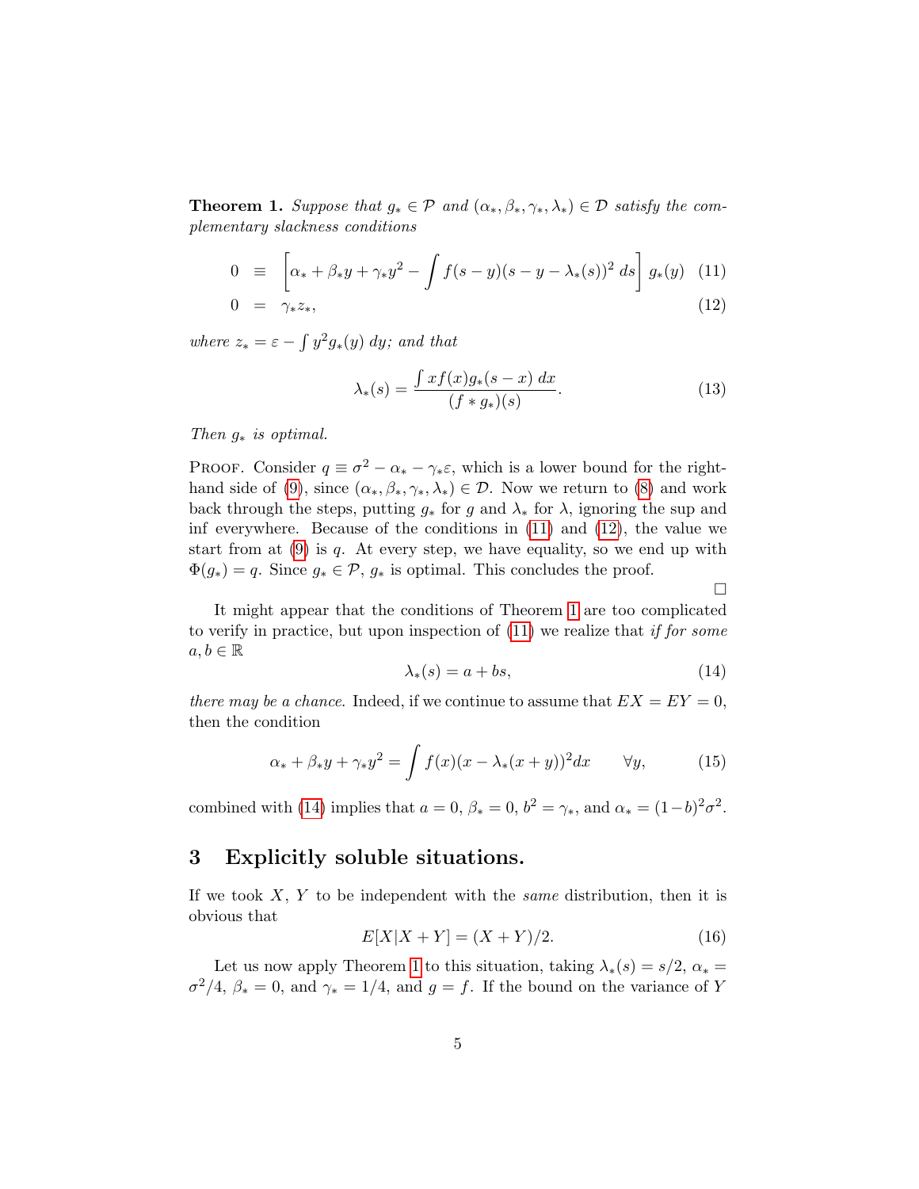**Theorem 1.** *Suppose that $g_* \in \mathcal{P}$ and $(\alpha_*, \beta_*, \gamma_*, \lambda_*) \in \mathcal{D}$ satisfy the complementary slackness conditions*

$$0 \equiv \left[\alpha_* + \beta_* y + \gamma_* y^2 - \int f(s-y)(s-y-\lambda_*(s))^2 \, ds\right] g_*(y) \quad (11)$$

$$0 = \gamma_* z_*, \quad (12)$$

*where $z_* = \varepsilon - \int y^2 g_*(y)\, dy$; and that*

$$\lambda_*(s) = \frac{\int x f(x) g_*(s-x)\, dx}{(f * g_*)(s)}. \quad (13)$$

*Then $g_*$ is optimal.*

Proof. Consider $q \equiv \sigma^2 - \alpha_* - \gamma_* \varepsilon$, which is a lower bound for the right-hand side of (9), since $(\alpha_*, \beta_*, \gamma_*, \lambda_*) \in \mathcal{D}$. Now we return to (8) and work back through the steps, putting $g_*$ for $g$ and $\lambda_*$ for $\lambda$, ignoring the sup and inf everywhere. Because of the conditions in (11) and (12), the value we start from at (9) is $q$. At every step, we have equality, so we end up with $\Phi(g_*) = q$. Since $g_* \in \mathcal{P}$, $g_*$ is optimal. This concludes the proof.

□

It might appear that the conditions of Theorem 1 are too complicated to verify in practice, but upon inspection of (11) we realize that *if for some $a, b \in \mathbb{R}$*

$$\lambda_*(s) = a + bs, \quad (14)$$

*there may be a chance.* Indeed, if we continue to assume that $EX = EY = 0$, then the condition

$$\alpha_* + \beta_* y + \gamma_* y^2 = \int f(x)(x - \lambda_*(x+y))^2 dx \qquad \forall y, \quad (15)$$

combined with (14) implies that $a = 0$, $\beta_* = 0$, $b^2 = \gamma_*$, and $\alpha_* = (1-b)^2\sigma^2$.

## 3 Explicitly soluble situations.

If we took $X$, $Y$ to be independent with the *same* distribution, then it is obvious that

$$E[X|X+Y] = (X+Y)/2. \quad (16)$$

Let us now apply Theorem 1 to this situation, taking $\lambda_*(s) = s/2$, $\alpha_* = \sigma^2/4$, $\beta_* = 0$, and $\gamma_* = 1/4$, and $g = f$. If the bound on the variance of $Y$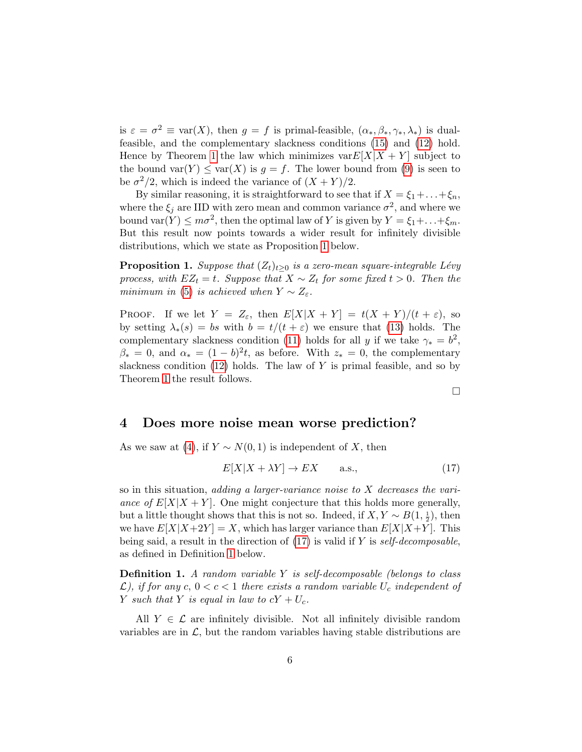is $\varepsilon = \sigma^2 \equiv \text{var}(X)$, then $g = f$ is primal-feasible, $(\alpha_*, \beta_*, \gamma_*, \lambda_*)$ is dual-feasible, and the complementary slackness conditions (15) and (12) hold. Hence by Theorem 1 the law which minimizes $\text{var}E[X|X+Y]$ subject to the bound $\text{var}(Y) \leq \text{var}(X)$ is $g = f$. The lower bound from (9) is seen to be $\sigma^2/2$, which is indeed the variance of $(X+Y)/2$.

By similar reasoning, it is straightforward to see that if $X = \xi_1 + \ldots + \xi_n$, where the $\xi_j$ are IID with zero mean and common variance $\sigma^2$, and where we bound $\text{var}(Y) \leq m\sigma^2$, then the optimal law of $Y$ is given by $Y = \xi_1 + \ldots + \xi_m$. But this result now points towards a wider result for infinitely divisible distributions, which we state as Proposition 1 below.

**Proposition 1.** *Suppose that $(Z_t)_{t \geq 0}$ is a zero-mean square-integrable Lévy process, with $EZ_t = t$. Suppose that $X \sim Z_t$ for some fixed $t > 0$. Then the minimum in (5) is achieved when $Y \sim Z_\varepsilon$.*

Proof. If we let $Y = Z_\varepsilon$, then $E[X|X+Y] = t(X+Y)/(t+\varepsilon)$, so by setting $\lambda_*(s) = bs$ with $b = t/(t+\varepsilon)$ we ensure that (13) holds. The complementary slackness condition (11) holds for all $y$ if we take $\gamma_* = b^2$, $\beta_* = 0$, and $\alpha_* = (1-b)^2 t$, as before. With $z_* = 0$, the complementary slackness condition (12) holds. The law of $Y$ is primal feasible, and so by Theorem 1 the result follows.

□

## 4 Does more noise mean worse prediction?

As we saw at (4), if $Y \sim N(0,1)$ is independent of $X$, then

$$E[X|X + \lambda Y] \to EX \qquad \text{a.s.,} \tag{17}$$

so in this situation, *adding a larger-variance noise to $X$ decreases the variance of $E[X|X+Y]$*. One might conjecture that this holds more generally, but a little thought shows that this is not so. Indeed, if $X, Y \sim B(1, \frac{1}{2})$, then we have $E[X|X+2Y] = X$, which has larger variance than $E[X|X+Y]$. This being said, a result in the direction of (17) is valid if $Y$ is *self-decomposable*, as defined in Definition 1 below.

**Definition 1.** *A random variable $Y$ is self-decomposable (belongs to class $\mathcal{L}$), if for any $c$, $0 < c < 1$ there exists a random variable $U_c$ independent of $Y$ such that $Y$ is equal in law to $cY + U_c$.*

All $Y \in \mathcal{L}$ are infinitely divisible. Not all infinitely divisible random variables are in $\mathcal{L}$, but the random variables having stable distributions are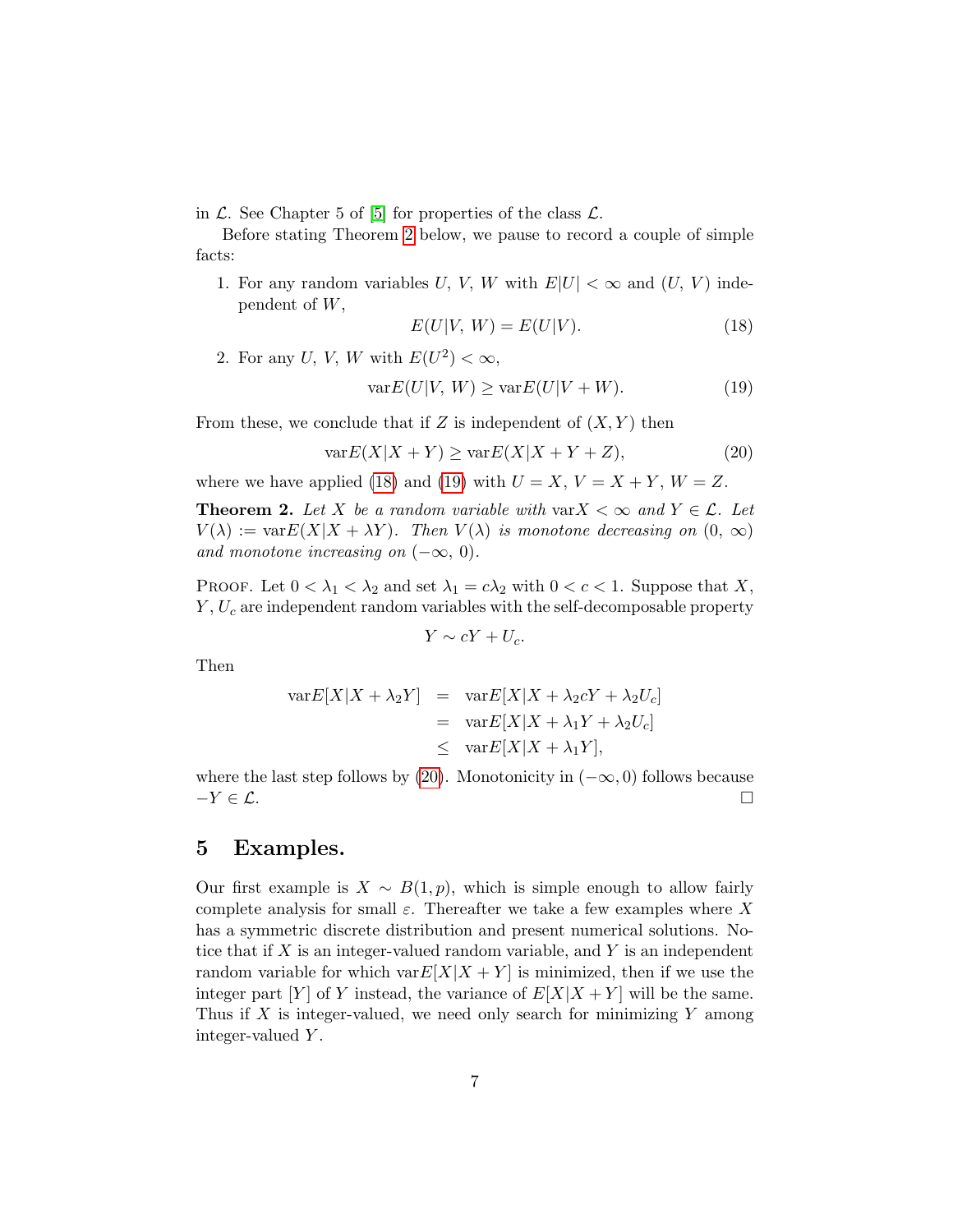in $\mathcal{L}$. See Chapter 5 of [5] for properties of the class $\mathcal{L}$.

Before stating Theorem 2 below, we pause to record a couple of simple facts:

1. For any random variables $U$, $V$, $W$ with $E|U| < \infty$ and $(U,\, V)$ independent of $W$,
$$E(U|V,\, W) = E(U|V). \tag{18}$$

2. For any $U$, $V$, $W$ with $E(U^2) < \infty$,
$$\mathrm{var}E(U|V,\, W) \geq \mathrm{var}E(U|V + W). \tag{19}$$

From these, we conclude that if $Z$ is independent of $(X, Y)$ then
$$\mathrm{var}E(X|X + Y) \geq \mathrm{var}E(X|X + Y + Z), \tag{20}$$
where we have applied (18) and (19) with $U = X$, $V = X + Y$, $W = Z$.

**Theorem 2.** *Let $X$ be a random variable with $\mathrm{var}X < \infty$ and $Y \in \mathcal{L}$. Let $V(\lambda) := \mathrm{var}E(X|X + \lambda Y)$. Then $V(\lambda)$ is monotone decreasing on $(0,\, \infty)$ and monotone increasing on $(-\infty,\, 0)$.*

Proof. Let $0 < \lambda_1 < \lambda_2$ and set $\lambda_1 = c\lambda_2$ with $0 < c < 1$. Suppose that $X$, $Y$, $U_c$ are independent random variables with the self-decomposable property
$$Y \sim cY + U_c.$$

Then
$$\begin{aligned}
\mathrm{var}E[X|X + \lambda_2 Y] &= \mathrm{var}E[X|X + \lambda_2 cY + \lambda_2 U_c] \\
&= \mathrm{var}E[X|X + \lambda_1 Y + \lambda_2 U_c] \\
&\leq \mathrm{var}E[X|X + \lambda_1 Y],
\end{aligned}$$
where the last step follows by (20). Monotonicity in $(-\infty, 0)$ follows because $-Y \in \mathcal{L}$. □

## 5 Examples.

Our first example is $X \sim B(1, p)$, which is simple enough to allow fairly complete analysis for small $\varepsilon$. Thereafter we take a few examples where $X$ has a symmetric discrete distribution and present numerical solutions. Notice that if $X$ is an integer-valued random variable, and $Y$ is an independent random variable for which $\mathrm{var}E[X|X + Y]$ is minimized, then if we use the integer part $[Y]$ of $Y$ instead, the variance of $E[X|X + Y]$ will be the same. Thus if $X$ is integer-valued, we need only search for minimizing $Y$ among integer-valued $Y$.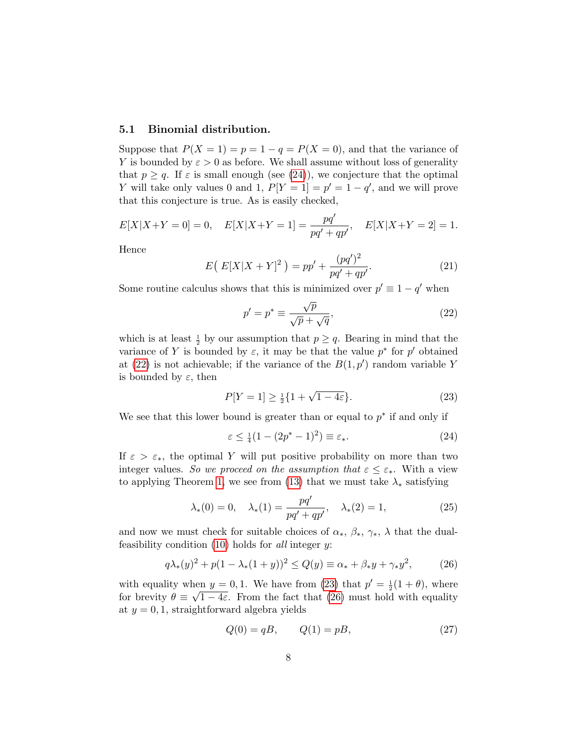### 5.1 Binomial distribution.

Suppose that $P(X = 1) = p = 1 - q = P(X = 0)$, and that the variance of $Y$ is bounded by $\varepsilon > 0$ as before. We shall assume without loss of generality that $p \geq q$. If $\varepsilon$ is small enough (see (24)), we conjecture that the optimal $Y$ will take only values 0 and 1, $P[Y = 1] = p' = 1 - q'$, and we will prove that this conjecture is true. As is easily checked,

$$E[X|X+Y = 0] = 0, \quad E[X|X+Y = 1] = \frac{pq'}{pq' + qp'}, \quad E[X|X+Y = 2] = 1.$$

Hence

$$E\big(\, E[X|X+Y]^2\,\big) = pp' + \frac{(pq')^2}{pq' + qp'}. \tag{21}$$

Some routine calculus shows that this is minimized over $p' \equiv 1 - q'$ when

$$p' = p^* \equiv \frac{\sqrt{p}}{\sqrt{p} + \sqrt{q}}, \tag{22}$$

which is at least $\frac{1}{2}$ by our assumption that $p \geq q$. Bearing in mind that the variance of $Y$ is bounded by $\varepsilon$, it may be that the value $p^*$ for $p'$ obtained at (22) is not achievable; if the variance of the $B(1, p')$ random variable $Y$ is bounded by $\varepsilon$, then

$$P[Y = 1] \geq \tfrac{1}{2}\{1 + \sqrt{1 - 4\varepsilon}\}. \tag{23}$$

We see that this lower bound is greater than or equal to $p^*$ if and only if

$$\varepsilon \leq \tfrac{1}{4}(1 - (2p^* - 1)^2) \equiv \varepsilon_*. \tag{24}$$

If $\varepsilon > \varepsilon_*$, the optimal $Y$ will put positive probability on more than two integer values. *So we proceed on the assumption that* $\varepsilon \leq \varepsilon_*$. With a view to applying Theorem 1, we see from (13) that we must take $\lambda_*$ satisfying

$$\lambda_*(0) = 0, \quad \lambda_*(1) = \frac{pq'}{pq' + qp'}, \quad \lambda_*(2) = 1, \tag{25}$$

and now we must check for suitable choices of $\alpha_*$, $\beta_*$, $\gamma_*$, $\lambda$ that the dual-feasibility condition (10) holds for *all* integer $y$:

$$q\lambda_*(y)^2 + p(1 - \lambda_*(1 + y))^2 \leq Q(y) \equiv \alpha_* + \beta_* y + \gamma_* y^2, \tag{26}$$

with equality when $y = 0, 1$. We have from (23) that $p' = \frac{1}{2}(1 + \theta)$, where for brevity $\theta \equiv \sqrt{1 - 4\varepsilon}$. From the fact that (26) must hold with equality at $y = 0, 1$, straightforward algebra yields

$$Q(0) = qB, \qquad Q(1) = pB, \tag{27}$$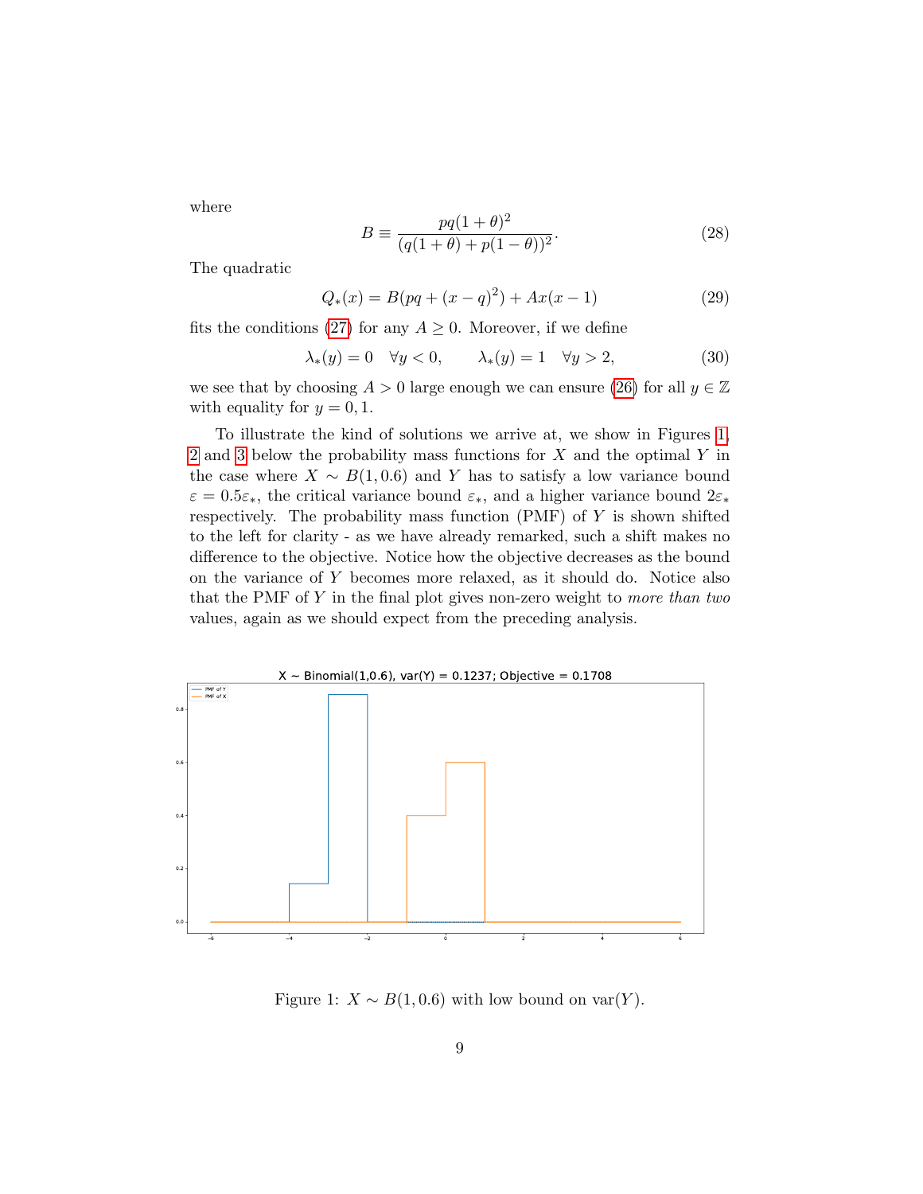where

$$B \equiv \frac{pq(1+\theta)^2}{(q(1+\theta)+p(1-\theta))^2}. \tag{28}$$

The quadratic

$$Q_*(x) = B(pq + (x-q)^2) + Ax(x-1) \tag{29}$$

fits the conditions (27) for any $A \geq 0$. Moreover, if we define

$$\lambda_*(y) = 0 \quad \forall y < 0, \qquad \lambda_*(y) = 1 \quad \forall y > 2, \tag{30}$$

we see that by choosing $A > 0$ large enough we can ensure (26) for all $y \in \mathbb{Z}$ with equality for $y = 0, 1$.

To illustrate the kind of solutions we arrive at, we show in Figures 1, 2 and 3 below the probability mass functions for $X$ and the optimal $Y$ in the case where $X \sim B(1, 0.6)$ and $Y$ has to satisfy a low variance bound $\varepsilon = 0.5\varepsilon_*$, the critical variance bound $\varepsilon_*$, and a higher variance bound $2\varepsilon_*$ respectively. The probability mass function (PMF) of $Y$ is shown shifted to the left for clarity - as we have already remarked, such a shift makes no difference to the objective. Notice how the objective decreases as the bound on the variance of $Y$ becomes more relaxed, as it should do. Notice also that the PMF of $Y$ in the final plot gives non-zero weight to *more than two* values, again as we should expect from the preceding analysis.

Figure 1: $X \sim B(1, 0.6)$ with low bound on var$(Y)$.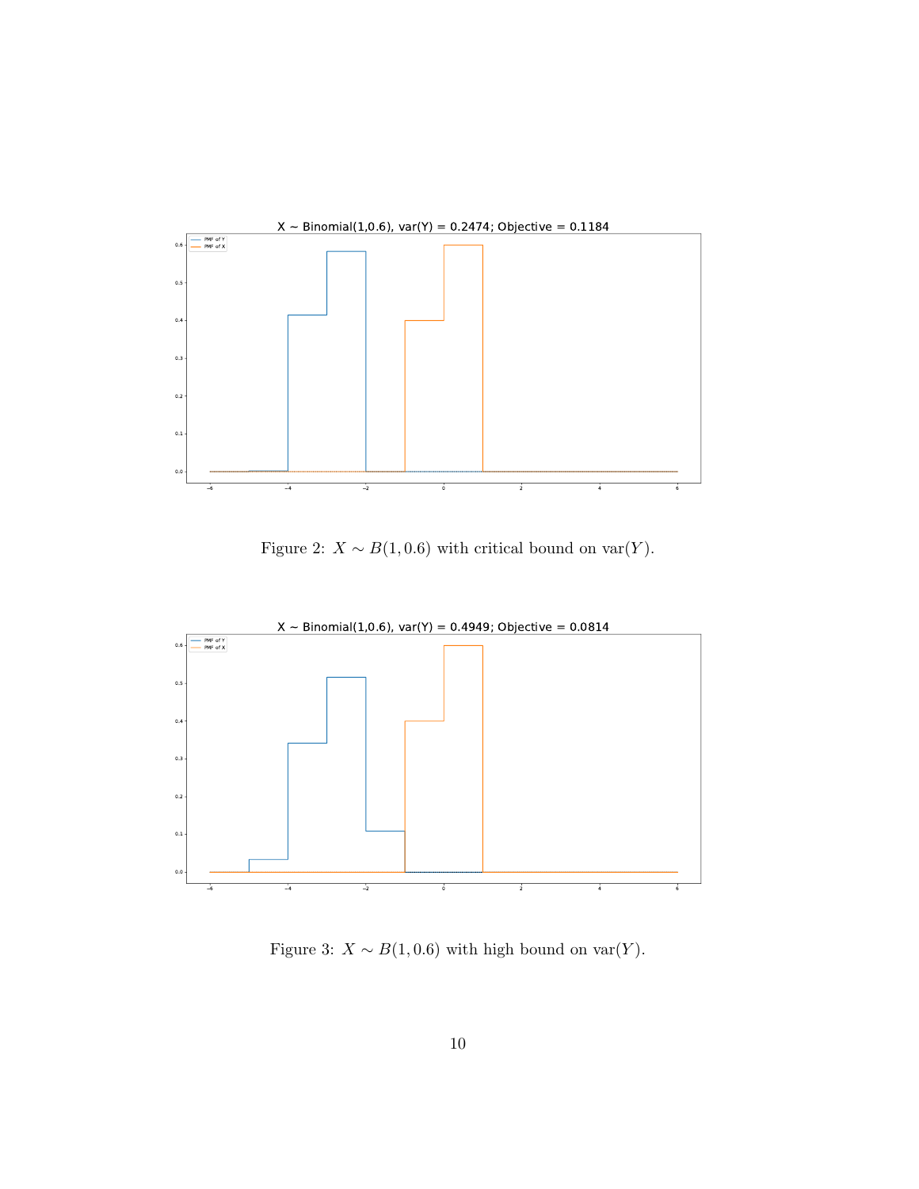Figure 2: $X \sim B(1, 0.6)$ with critical bound on $\text{var}(Y)$.

Figure 3: $X \sim B(1, 0.6)$ with high bound on $\text{var}(Y)$.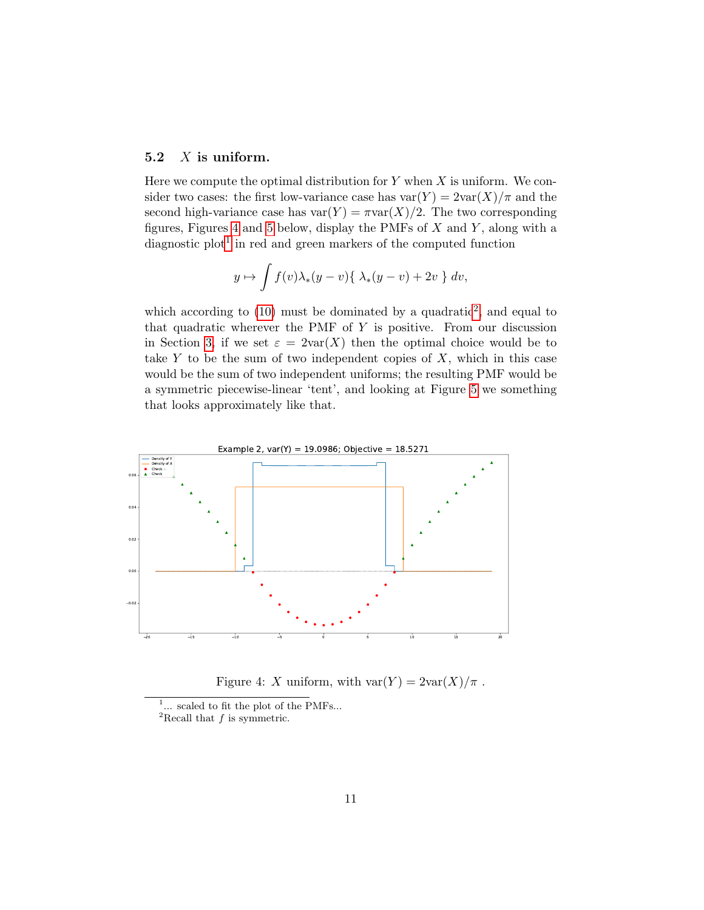### 5.2 $X$ is uniform.

Here we compute the optimal distribution for $Y$ when $X$ is uniform. We consider two cases: the first low-variance case has $\text{var}(Y) = 2\text{var}(X)/\pi$ and the second high-variance case has $\text{var}(Y) = \pi\text{var}(X)/2$. The two corresponding figures, Figures 4 and 5 below, display the PMFs of $X$ and $Y$, along with a diagnostic plot[1] in red and green markers of the computed function

$$y \mapsto \int f(v)\lambda_*(y-v)\{\ \lambda_*(y-v) + 2v\ \}\ dv,$$

which according to (10) must be dominated by a quadratic[2], and equal to that quadratic wherever the PMF of $Y$ is positive. From our discussion in Section 3, if we set $\varepsilon = 2\text{var}(X)$ then the optimal choice would be to take $Y$ to be the sum of two independent copies of $X$, which in this case would be the sum of two independent uniforms; the resulting PMF would be a symmetric piecewise-linear 'tent', and looking at Figure 5 we something that looks approximately like that.

Figure 4: $X$ uniform, with $\text{var}(Y) = 2\text{var}(X)/\pi$ .

[1]... scaled to fit the plot of the PMFs...

[2]Recall that $f$ is symmetric.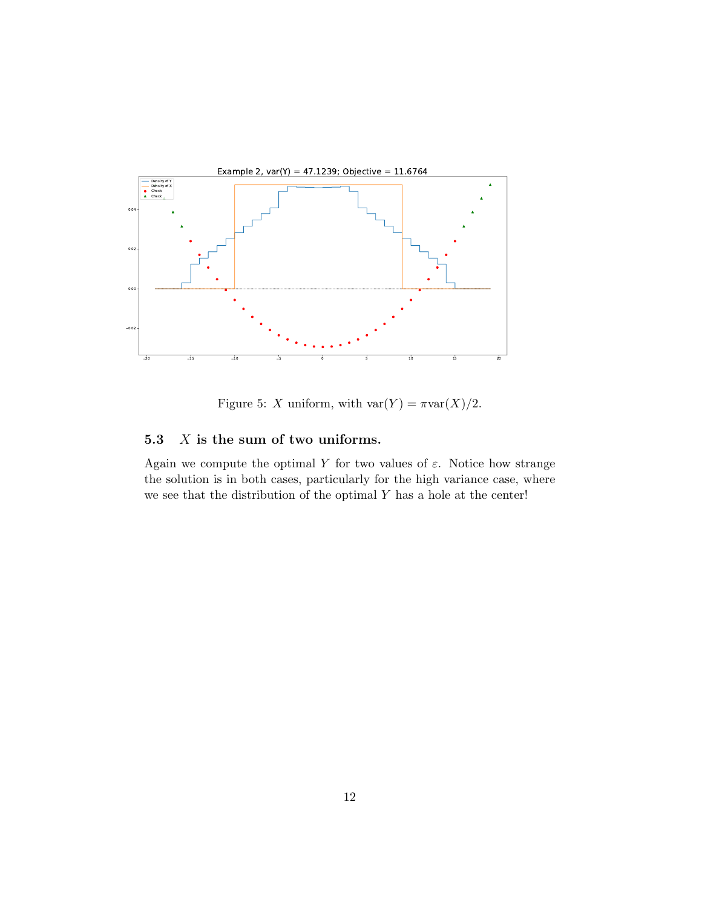Figure 5: $X$ uniform, with $\text{var}(Y) = \pi \text{var}(X)/2$.

### 5.3 $X$ is the sum of two uniforms.

Again we compute the optimal $Y$ for two values of $\varepsilon$. Notice how strange the solution is in both cases, particularly for the high variance case, where we see that the distribution of the optimal $Y$ has a hole at the center!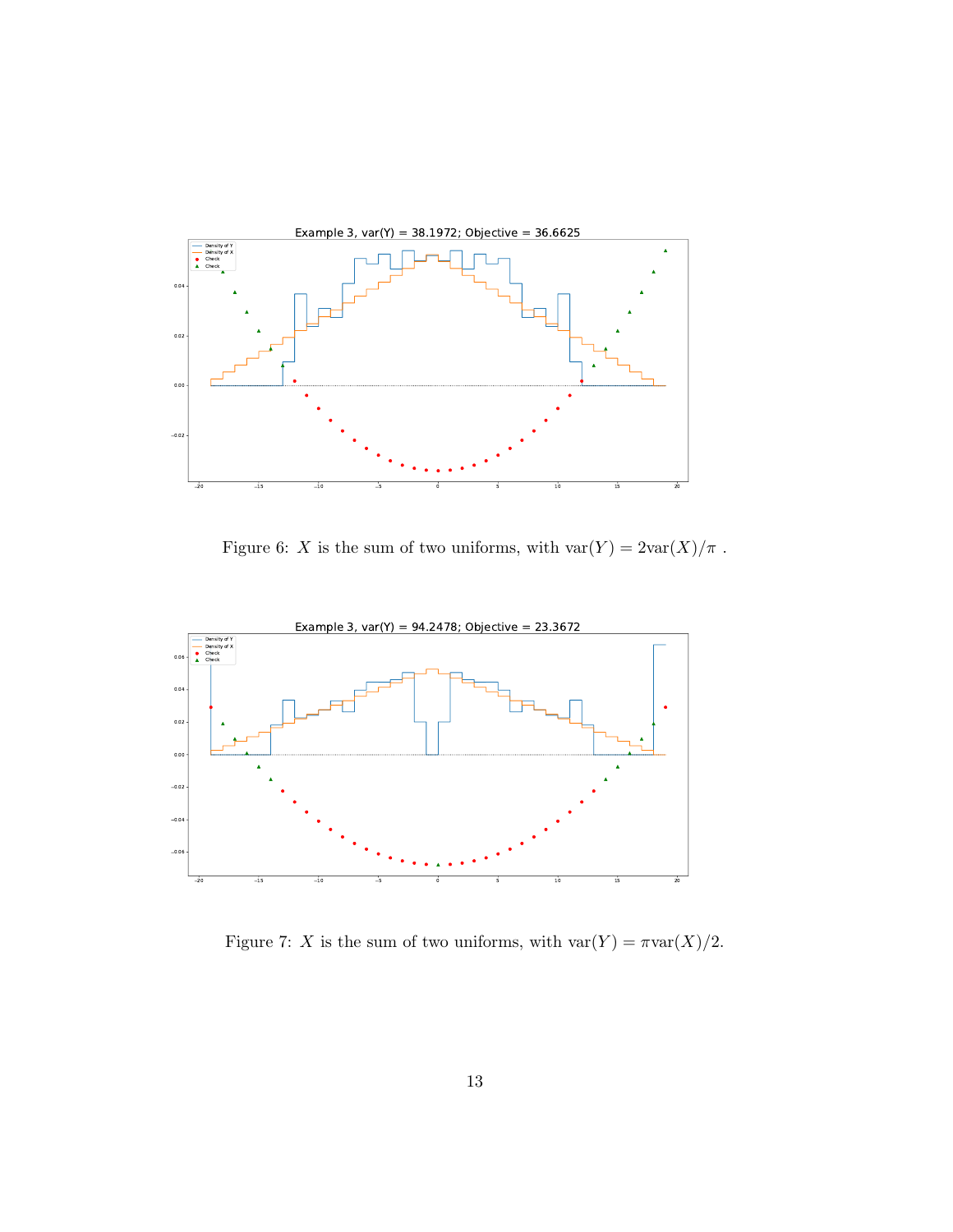Figure 6: $X$ is the sum of two uniforms, with $\text{var}(Y) = 2\text{var}(X)/\pi$ .

Figure 7: $X$ is the sum of two uniforms, with $\text{var}(Y) = \pi\text{var}(X)/2$.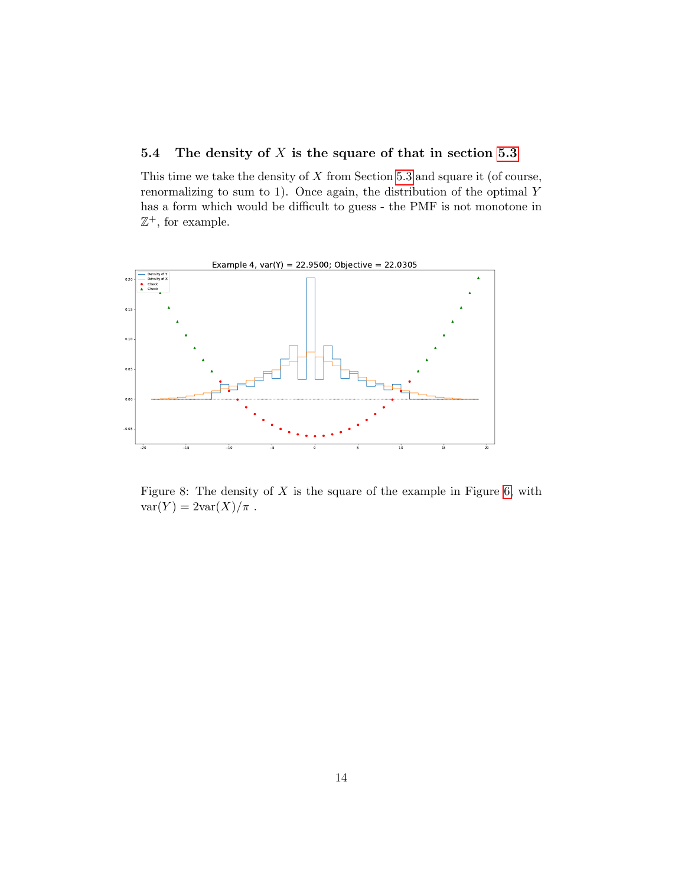### 5.4 The density of $X$ is the square of that in section 5.3

This time we take the density of $X$ from Section 5.3 and square it (of course, renormalizing to sum to 1). Once again, the distribution of the optimal $Y$ has a form which would be difficult to guess - the PMF is not monotone in $\mathbb{Z}^+$, for example.

Figure 8: The density of $X$ is the square of the example in Figure 6, with $\text{var}(Y) = 2\text{var}(X)/\pi$ .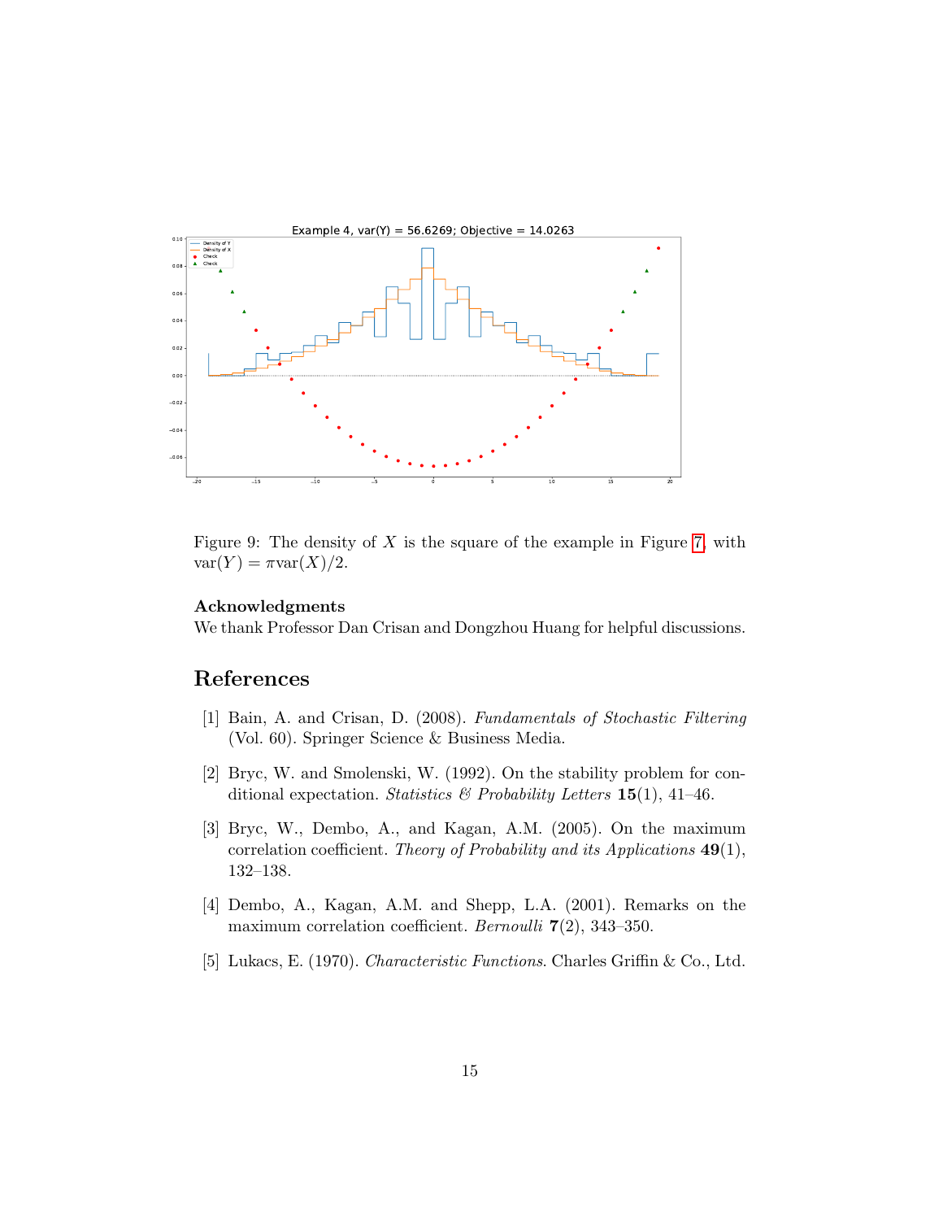Example 4, var(Y) = 56.6269; Objective = 14.0263

Density of Y
Density of X
Check
Check

0.10
0.08
0.06
0.04
0.02
0.00
−0.02
−0.04
−0.06

−20 −15 −10 −5 0 5 10 15 20

Figure 9: The density of $X$ is the square of the example in Figure 7, with $\mathrm{var}(Y) = \pi \mathrm{var}(X)/2$.

**Acknowledgments**

We thank Professor Dan Crisan and Dongzhou Huang for helpful discussions.

# References

[1] Bain, A. and Crisan, D. (2008). *Fundamentals of Stochastic Filtering* (Vol. 60). Springer Science & Business Media.

[2] Bryc, W. and Smolenski, W. (1992). On the stability problem for conditional expectation. *Statistics & Probability Letters* **15**(1), 41–46.

[3] Bryc, W., Dembo, A., and Kagan, A.M. (2005). On the maximum correlation coefficient. *Theory of Probability and its Applications* **49**(1), 132–138.

[4] Dembo, A., Kagan, A.M. and Shepp, L.A. (2001). Remarks on the maximum correlation coefficient. *Bernoulli* **7**(2), 343–350.

[5] Lukacs, E. (1970). *Characteristic Functions*. Charles Griffin & Co., Ltd.